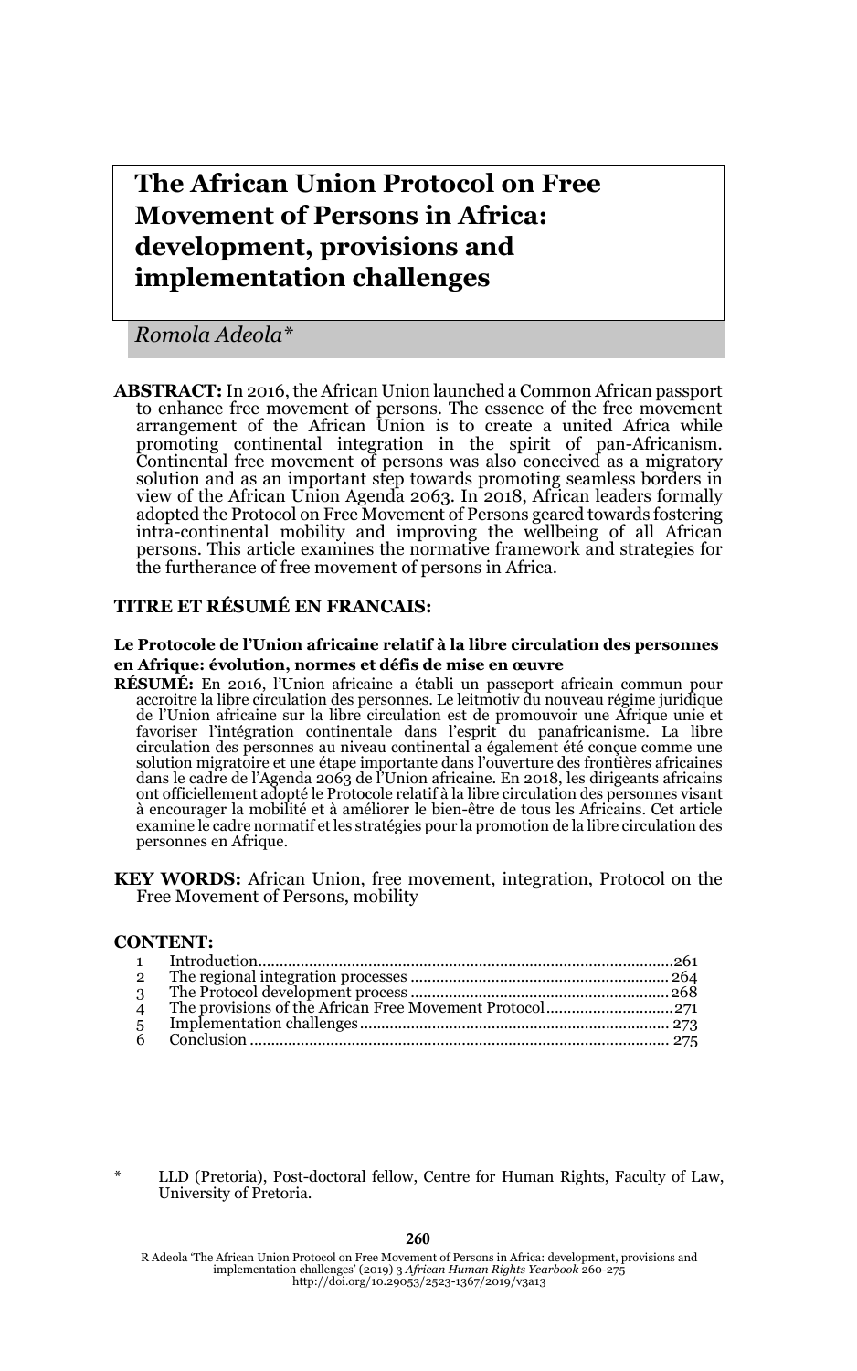# The African Union Protocol on Free Movement of Persons in Africa: development, provisions and implementation challenges

*Romola Adeola\**

**ABSTRACT:** In 2016, the African Union launched a Common African passport to enhance free movement of persons. The essence of the free movement arrangement of the African Union is to create a united Africa while promoting continental integration in the spirit of pan-Africanism. Continental free movement of persons was also conceived as a migratory solution and as an important step towards promoting seamless borders in view of the African Union Agenda 2063. In 2018, African leaders formally adopted the Protocol on Free Movement of Persons geared towards fostering intra-continental mobility and improving the wellbeing of all African persons. This article examines the normative framework and strategies for the furtherance of free movement of persons in Africa.

**TITRE ET RÉSUMÉ EN FRANCAIS:**

**Le Protocole de l'Union africaine relatif à la libre circulation des personnes en Afrique: évolution, normes et défis de mise en œuvre**

**RÉSUMÉ:** En 2016, l'Union africaine a établi un passeport africain commun pour accroitre la libre circulation des personnes. Le leitmotiv du nouveau régime juridique de l'Union africaine sur la libre circulation est de promouvoir une Afrique unie et favoriser l'intégration continentale dans l'esprit du panafricanisme. La libre circulation des personnes au niveau continental a également été conçue comme une solution migratoire et une étape importante dans l'ouverture des frontières africaines dans le cadre de l'Agenda 2063 de l'Union africaine. En 2018, les dirigeants africains ont officiellement adopté le Protocole relatif à la libre circulation des personnes visant à encourager la mobilité et à améliorer le bien-être de tous les Africains. Cet article examine le cadre normatif et les stratégies pour la promotion de la libre circulation des personnes en Afrique.

**KEY WORDS:** African Union, free movement, integration, Protocol on the Free Movement of Persons, mobility

**CONTENT:**

1 Introduction ... 261
2 The regional integration processes ... 264
3 The Protocol development process ... 268
4 The provisions of the African Free Movement Protocol ... 271
5 Implementation challenges ... 273
6 Conclusion ... 275

\* LLD (Pretoria), Post-doctoral fellow, Centre for Human Rights, Faculty of Law, University of Pretoria.

R Adeola 'The African Union Protocol on Free Movement of Persons in Africa: development, provisions and implementation challenges' (2019) 3 *African Human Rights Yearbook* 260-275
http://doi.org/10.29053/2523-1367/2019/v3a13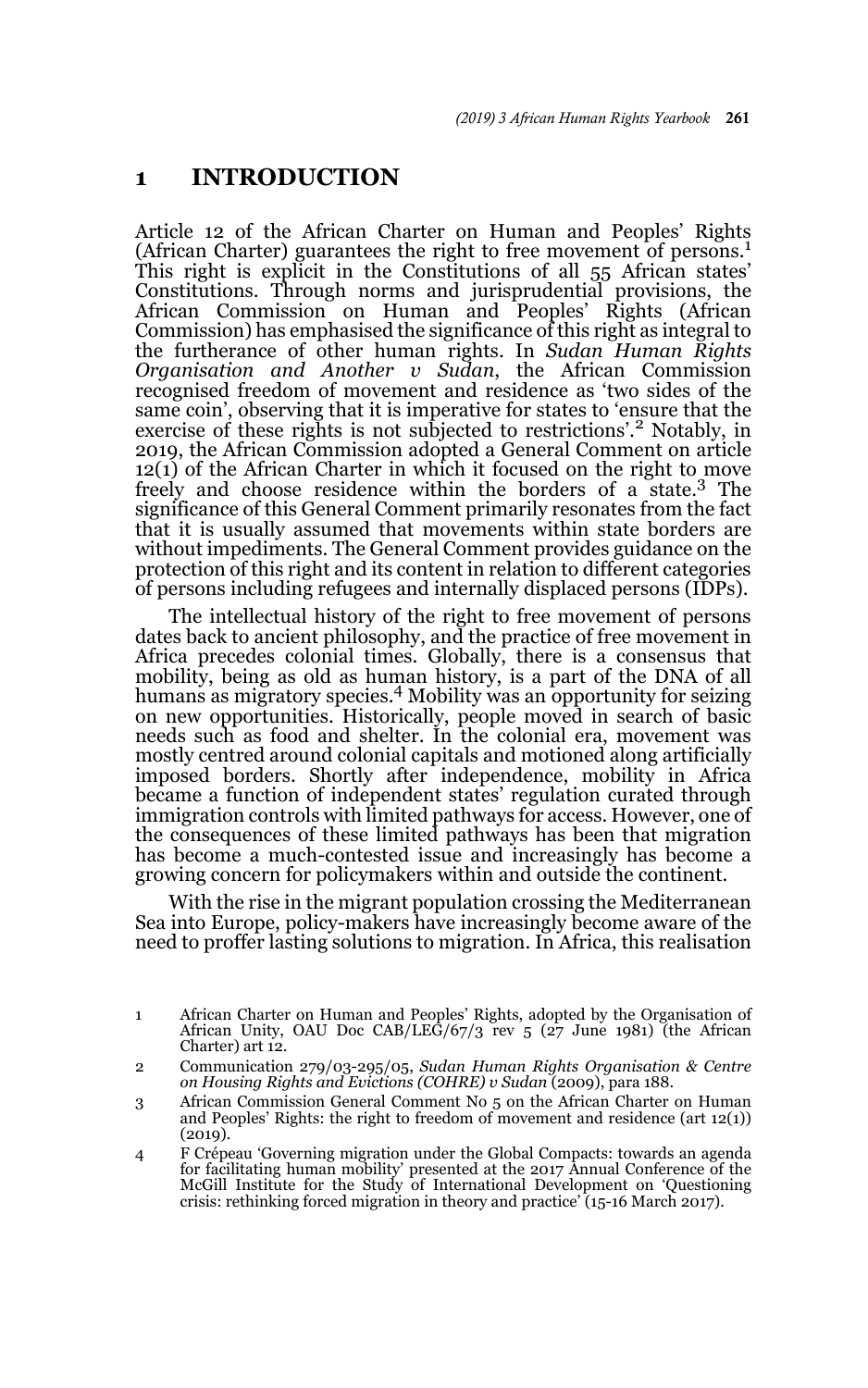## 1 INTRODUCTION

Article 12 of the African Charter on Human and Peoples' Rights (African Charter) guarantees the right to free movement of persons.[1] This right is explicit in the Constitutions of all 55 African states' Constitutions. Through norms and jurisprudential provisions, the African Commission on Human and Peoples' Rights (African Commission) has emphasised the significance of this right as integral to the furtherance of other human rights. In *Sudan Human Rights Organisation and Another v Sudan*, the African Commission recognised freedom of movement and residence as 'two sides of the same coin', observing that it is imperative for states to 'ensure that the exercise of these rights is not subjected to restrictions'.[2] Notably, in 2019, the African Commission adopted a General Comment on article 12(1) of the African Charter in which it focused on the right to move freely and choose residence within the borders of a state.[3] The significance of this General Comment primarily resonates from the fact that it is usually assumed that movements within state borders are without impediments. The General Comment provides guidance on the protection of this right and its content in relation to different categories of persons including refugees and internally displaced persons (IDPs).

The intellectual history of the right to free movement of persons dates back to ancient philosophy, and the practice of free movement in Africa precedes colonial times. Globally, there is a consensus that mobility, being as old as human history, is a part of the DNA of all humans as migratory species.[4] Mobility was an opportunity for seizing on new opportunities. Historically, people moved in search of basic needs such as food and shelter. In the colonial era, movement was mostly centred around colonial capitals and motioned along artificially imposed borders. Shortly after independence, mobility in Africa became a function of independent states' regulation curated through immigration controls with limited pathways for access. However, one of the consequences of these limited pathways has been that migration has become a much-contested issue and increasingly has become a growing concern for policymakers within and outside the continent.

With the rise in the migrant population crossing the Mediterranean Sea into Europe, policy-makers have increasingly become aware of the need to proffer lasting solutions to migration. In Africa, this realisation

1 African Charter on Human and Peoples' Rights, adopted by the Organisation of African Unity, OAU Doc CAB/LEG/67/3 rev 5 (27 June 1981) (the African Charter) art 12.

2 Communication 279/03-295/05, *Sudan Human Rights Organisation & Centre on Housing Rights and Evictions (COHRE) v Sudan* (2009), para 188.

3 African Commission General Comment No 5 on the African Charter on Human and Peoples' Rights: the right to freedom of movement and residence (art 12(1)) (2019).

4 F Crépeau 'Governing migration under the Global Compacts: towards an agenda for facilitating human mobility' presented at the 2017 Annual Conference of the McGill Institute for the Study of International Development on 'Questioning crisis: rethinking forced migration in theory and practice' (15-16 March 2017).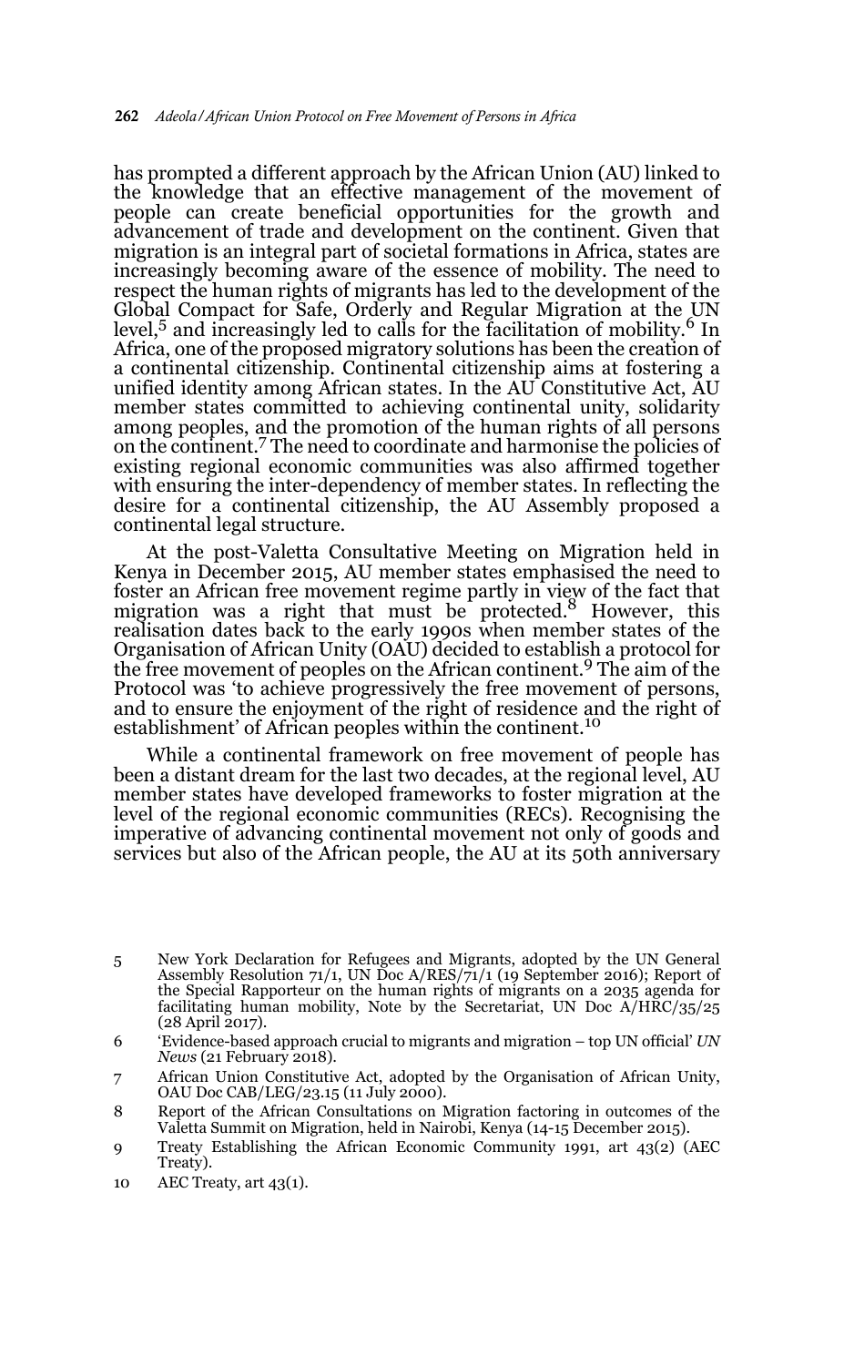has prompted a different approach by the African Union (AU) linked to the knowledge that an effective management of the movement of people can create beneficial opportunities for the growth and advancement of trade and development on the continent. Given that migration is an integral part of societal formations in Africa, states are increasingly becoming aware of the essence of mobility. The need to respect the human rights of migrants has led to the development of the Global Compact for Safe, Orderly and Regular Migration at the UN level,[5] and increasingly led to calls for the facilitation of mobility.[6] In Africa, one of the proposed migratory solutions has been the creation of a continental citizenship. Continental citizenship aims at fostering a unified identity among African states. In the AU Constitutive Act, AU member states committed to achieving continental unity, solidarity among peoples, and the promotion of the human rights of all persons on the continent.[7] The need to coordinate and harmonise the policies of existing regional economic communities was also affirmed together with ensuring the inter-dependency of member states. In reflecting the desire for a continental citizenship, the AU Assembly proposed a continental legal structure.

At the post-Valetta Consultative Meeting on Migration held in Kenya in December 2015, AU member states emphasised the need to foster an African free movement regime partly in view of the fact that migration was a right that must be protected.[8] However, this realisation dates back to the early 1990s when member states of the Organisation of African Unity (OAU) decided to establish a protocol for the free movement of peoples on the African continent.[9] The aim of the Protocol was 'to achieve progressively the free movement of persons, and to ensure the enjoyment of the right of residence and the right of establishment' of African peoples within the continent.[10]

While a continental framework on free movement of people has been a distant dream for the last two decades, at the regional level, AU member states have developed frameworks to foster migration at the level of the regional economic communities (RECs). Recognising the imperative of advancing continental movement not only of goods and services but also of the African people, the AU at its 50th anniversary

5 New York Declaration for Refugees and Migrants, adopted by the UN General Assembly Resolution 71/1, UN Doc A/RES/71/1 (19 September 2016); Report of the Special Rapporteur on the human rights of migrants on a 2035 agenda for facilitating human mobility, Note by the Secretariat, UN Doc A/HRC/35/25 (28 April 2017).

6 'Evidence-based approach crucial to migrants and migration – top UN official' *UN News* (21 February 2018).

7 African Union Constitutive Act, adopted by the Organisation of African Unity, OAU Doc CAB/LEG/23.15 (11 July 2000).

8 Report of the African Consultations on Migration factoring in outcomes of the Valetta Summit on Migration, held in Nairobi, Kenya (14-15 December 2015).

9 Treaty Establishing the African Economic Community 1991, art 43(2) (AEC Treaty).

10 AEC Treaty, art 43(1).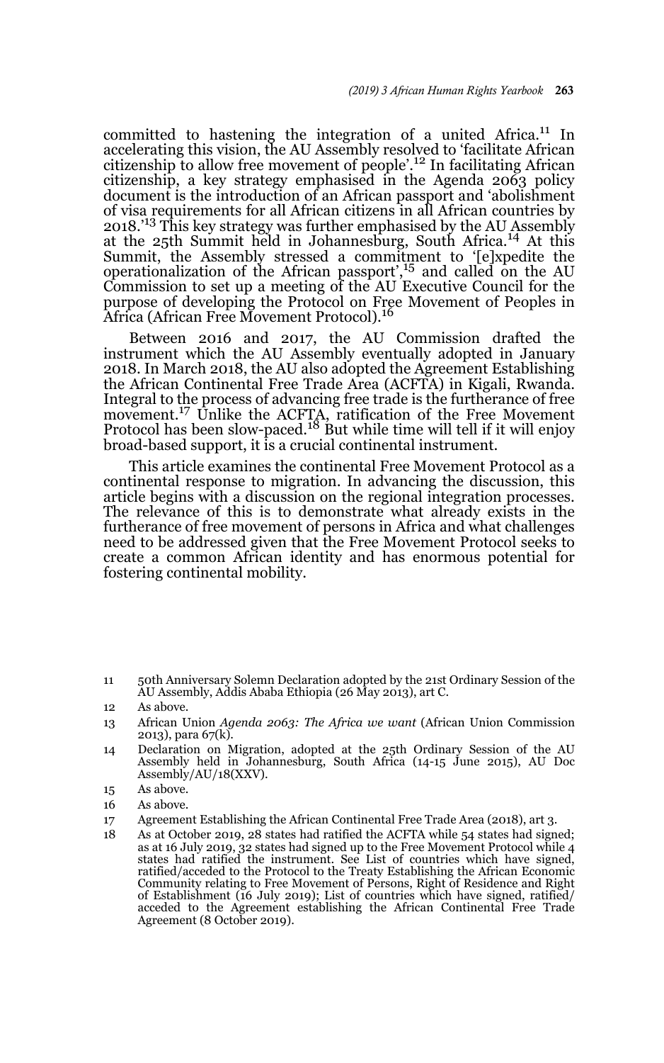committed to hastening the integration of a united Africa.[11] In accelerating this vision, the AU Assembly resolved to 'facilitate African citizenship to allow free movement of people'.[12] In facilitating African citizenship, a key strategy emphasised in the Agenda 2063 policy document is the introduction of an African passport and 'abolishment of visa requirements for all African citizens in all African countries by 2018.'[13] This key strategy was further emphasised by the AU Assembly at the 25th Summit held in Johannesburg, South Africa.[14] At this Summit, the Assembly stressed a commitment to '[e]xpedite the operationalization of the African passport',[15] and called on the AU Commission to set up a meeting of the AU Executive Council for the purpose of developing the Protocol on Free Movement of Peoples in Africa (African Free Movement Protocol).[16]

Between 2016 and 2017, the AU Commission drafted the instrument which the AU Assembly eventually adopted in January 2018. In March 2018, the AU also adopted the Agreement Establishing the African Continental Free Trade Area (ACFTA) in Kigali, Rwanda. Integral to the process of advancing free trade is the furtherance of free movement.[17] Unlike the ACFTA, ratification of the Free Movement Protocol has been slow-paced.[18] But while time will tell if it will enjoy broad-based support, it is a crucial continental instrument.

This article examines the continental Free Movement Protocol as a continental response to migration. In advancing the discussion, this article begins with a discussion on the regional integration processes. The relevance of this is to demonstrate what already exists in the furtherance of free movement of persons in Africa and what challenges need to be addressed given that the Free Movement Protocol seeks to create a common African identity and has enormous potential for fostering continental mobility.

---

11 50th Anniversary Solemn Declaration adopted by the 21st Ordinary Session of the AU Assembly, Addis Ababa Ethiopia (26 May 2013), art C.

12 As above.

13 African Union *Agenda 2063: The Africa we want* (African Union Commission 2013), para 67(k).

14 Declaration on Migration, adopted at the 25th Ordinary Session of the AU Assembly held in Johannesburg, South Africa (14-15 June 2015), AU Doc Assembly/AU/18(XXV).

15 As above.

16 As above.

17 Agreement Establishing the African Continental Free Trade Area (2018), art 3.

18 As at October 2019, 28 states had ratified the ACFTA while 54 states had signed; as at 16 July 2019, 32 states had signed up to the Free Movement Protocol while 4 states had ratified the instrument. See List of countries which have signed, ratified/acceded to the Protocol to the Treaty Establishing the African Economic Community relating to Free Movement of Persons, Right of Residence and Right of Establishment (16 July 2019); List of countries which have signed, ratified/acceded to the Agreement establishing the African Continental Free Trade Agreement (8 October 2019).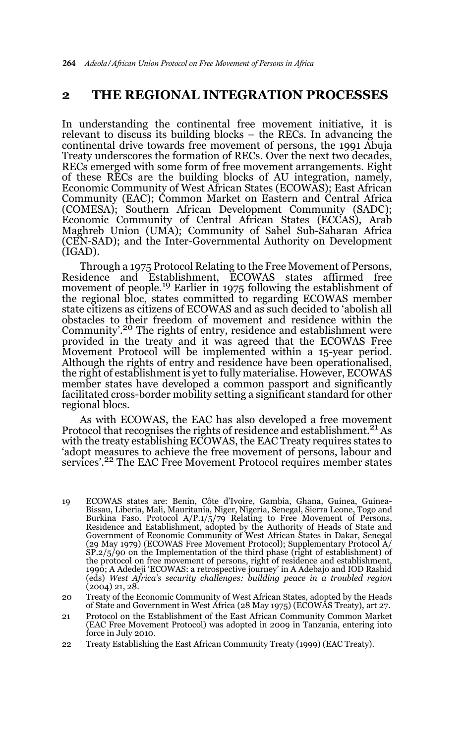## 2 THE REGIONAL INTEGRATION PROCESSES

In understanding the continental free movement initiative, it is relevant to discuss its building blocks – the RECs. In advancing the continental drive towards free movement of persons, the 1991 Abuja Treaty underscores the formation of RECs. Over the next two decades, RECs emerged with some form of free movement arrangements. Eight of these RECs are the building blocks of AU integration, namely, Economic Community of West African States (ECOWAS); East African Community (EAC); Common Market on Eastern and Central Africa (COMESA); Southern African Development Community (SADC); Economic Community of Central African States (ECCAS), Arab Maghreb Union (UMA); Community of Sahel Sub-Saharan Africa (CEN-SAD); and the Inter-Governmental Authority on Development (IGAD).

Through a 1975 Protocol Relating to the Free Movement of Persons, Residence and Establishment, ECOWAS states affirmed free movement of people.[19] Earlier in 1975 following the establishment of the regional bloc, states committed to regarding ECOWAS member state citizens as citizens of ECOWAS and as such decided to 'abolish all obstacles to their freedom of movement and residence within the Community'.[20] The rights of entry, residence and establishment were provided in the treaty and it was agreed that the ECOWAS Free Movement Protocol will be implemented within a 15-year period. Although the rights of entry and residence have been operationalised, the right of establishment is yet to fully materialise. However, ECOWAS member states have developed a common passport and significantly facilitated cross-border mobility setting a significant standard for other regional blocs.

As with ECOWAS, the EAC has also developed a free movement Protocol that recognises the rights of residence and establishment.[21] As with the treaty establishing ECOWAS, the EAC Treaty requires states to 'adopt measures to achieve the free movement of persons, labour and services'.[22] The EAC Free Movement Protocol requires member states

19 ECOWAS states are: Benin, Côte d'Ivoire, Gambia, Ghana, Guinea, Guinea-Bissau, Liberia, Mali, Mauritania, Niger, Nigeria, Senegal, Sierra Leone, Togo and Burkina Faso. Protocol A/P.1/5/79 Relating to Free Movement of Persons, Residence and Establishment, adopted by the Authority of Heads of State and Government of Economic Community of West African States in Dakar, Senegal (29 May 1979) (ECOWAS Free Movement Protocol); Supplementary Protocol A/SP.2/5/90 on the Implementation of the third phase (right of establishment) of the protocol on free movement of persons, right of residence and establishment, 1990; A Adedeji 'ECOWAS: a retrospective journey' in A Adebajo and IOD Rashid (eds) *West Africa's security challenges: building peace in a troubled region* (2004) 21, 28.

20 Treaty of the Economic Community of West African States, adopted by the Heads of State and Government in West Africa (28 May 1975) (ECOWAS Treaty), art 27.

21 Protocol on the Establishment of the East African Community Common Market (EAC Free Movement Protocol) was adopted in 2009 in Tanzania, entering into force in July 2010.

22 Treaty Establishing the East African Community Treaty (1999) (EAC Treaty).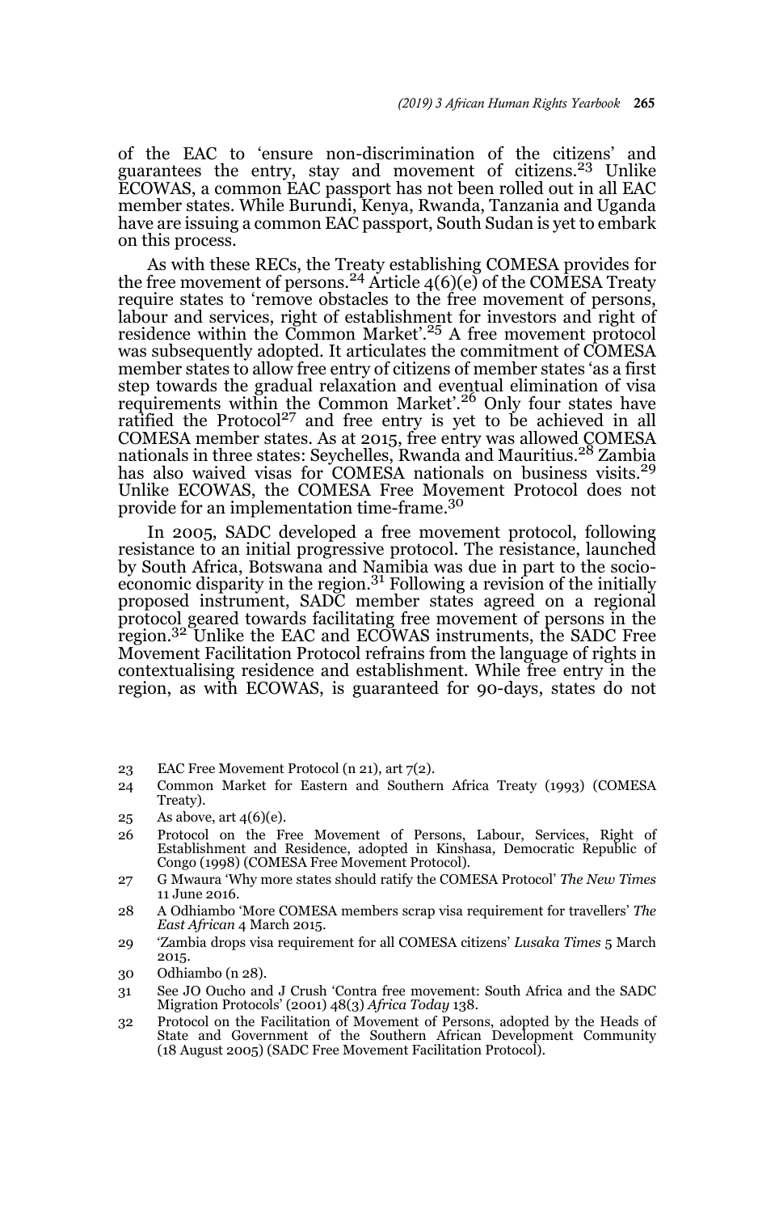of the EAC to 'ensure non-discrimination of the citizens' and guarantees the entry, stay and movement of citizens.[23] Unlike ECOWAS, a common EAC passport has not been rolled out in all EAC member states. While Burundi, Kenya, Rwanda, Tanzania and Uganda have are issuing a common EAC passport, South Sudan is yet to embark on this process.

As with these RECs, the Treaty establishing COMESA provides for the free movement of persons.[24] Article 4(6)(e) of the COMESA Treaty require states to 'remove obstacles to the free movement of persons, labour and services, right of establishment for investors and right of residence within the Common Market'.[25] A free movement protocol was subsequently adopted. It articulates the commitment of COMESA member states to allow free entry of citizens of member states 'as a first step towards the gradual relaxation and eventual elimination of visa requirements within the Common Market'.[26] Only four states have ratified the Protocol[27] and free entry is yet to be achieved in all COMESA member states. As at 2015, free entry was allowed COMESA nationals in three states: Seychelles, Rwanda and Mauritius.[28] Zambia has also waived visas for COMESA nationals on business visits.[29] Unlike ECOWAS, the COMESA Free Movement Protocol does not provide for an implementation time-frame.[30]

In 2005, SADC developed a free movement protocol, following resistance to an initial progressive protocol. The resistance, launched by South Africa, Botswana and Namibia was due in part to the socio-economic disparity in the region.[31] Following a revision of the initially proposed instrument, SADC member states agreed on a regional protocol geared towards facilitating free movement of persons in the region.[32] Unlike the EAC and ECOWAS instruments, the SADC Free Movement Facilitation Protocol refrains from the language of rights in contextualising residence and establishment. While free entry in the region, as with ECOWAS, is guaranteed for 90-days, states do not

---

23 EAC Free Movement Protocol (n 21), art 7(2).

24 Common Market for Eastern and Southern Africa Treaty (1993) (COMESA Treaty).

25 As above, art 4(6)(e).

26 Protocol on the Free Movement of Persons, Labour, Services, Right of Establishment and Residence, adopted in Kinshasa, Democratic Republic of Congo (1998) (COMESA Free Movement Protocol).

27 G Mwaura 'Why more states should ratify the COMESA Protocol' *The New Times* 11 June 2016.

28 A Odhiambo 'More COMESA members scrap visa requirement for travellers' *The East African* 4 March 2015.

29 'Zambia drops visa requirement for all COMESA citizens' *Lusaka Times* 5 March 2015.

30 Odhiambo (n 28).

31 See JO Oucho and J Crush 'Contra free movement: South Africa and the SADC Migration Protocols' (2001) 48(3) *Africa Today* 138.

32 Protocol on the Facilitation of Movement of Persons, adopted by the Heads of State and Government of the Southern African Development Community (18 August 2005) (SADC Free Movement Facilitation Protocol).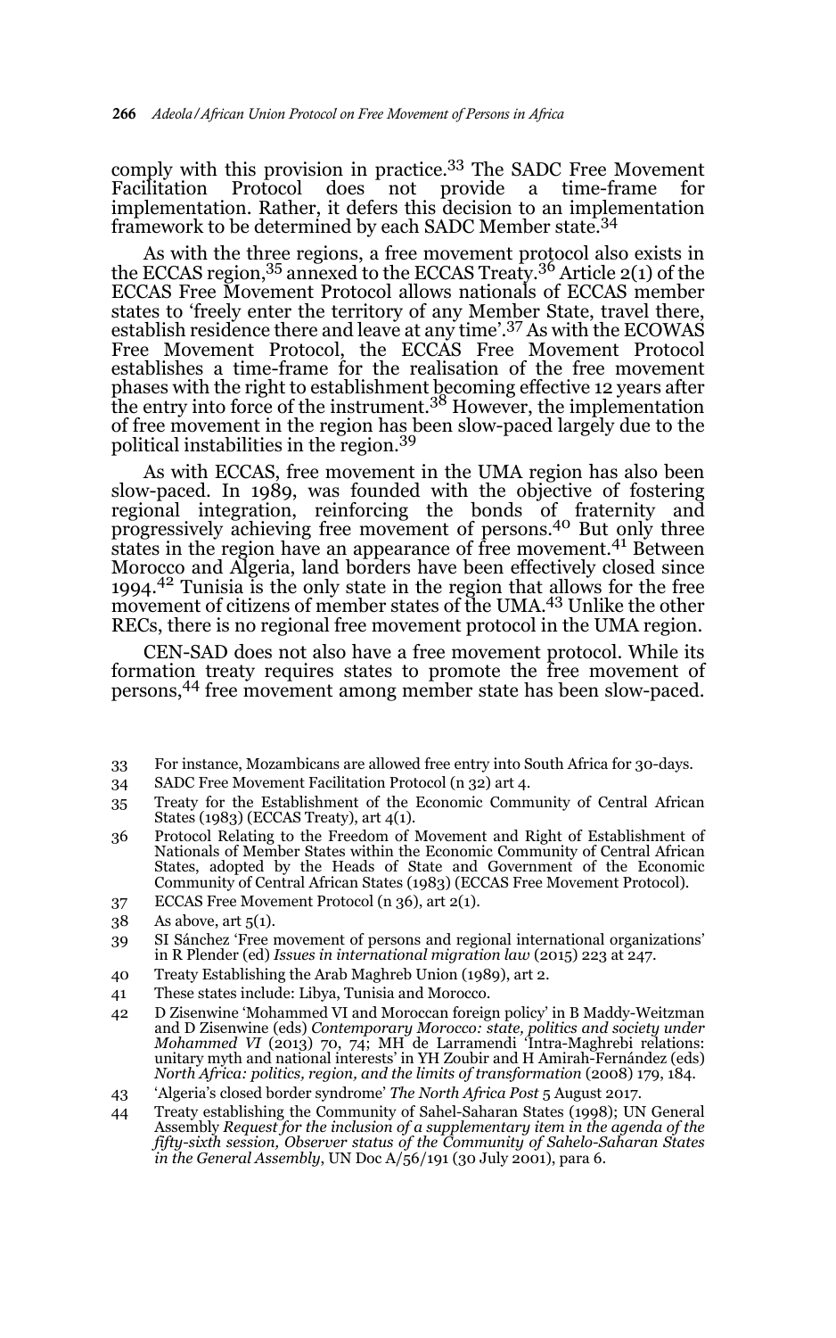comply with this provision in practice.[33] The SADC Free Movement Facilitation Protocol does not provide a time-frame for implementation. Rather, it defers this decision to an implementation framework to be determined by each SADC Member state.[34]

As with the three regions, a free movement protocol also exists in the ECCAS region,[35] annexed to the ECCAS Treaty.[36] Article 2(1) of the ECCAS Free Movement Protocol allows nationals of ECCAS member states to 'freely enter the territory of any Member State, travel there, establish residence there and leave at any time'.[37] As with the ECOWAS Free Movement Protocol, the ECCAS Free Movement Protocol establishes a time-frame for the realisation of the free movement phases with the right to establishment becoming effective 12 years after the entry into force of the instrument.[38] However, the implementation of free movement in the region has been slow-paced largely due to the political instabilities in the region.[39]

As with ECCAS, free movement in the UMA region has also been slow-paced. In 1989, was founded with the objective of fostering regional integration, reinforcing the bonds of fraternity and progressively achieving free movement of persons.[40] But only three states in the region have an appearance of free movement.[41] Between Morocco and Algeria, land borders have been effectively closed since 1994.[42] Tunisia is the only state in the region that allows for the free movement of citizens of member states of the UMA.[43] Unlike the other RECs, there is no regional free movement protocol in the UMA region.

CEN-SAD does not also have a free movement protocol. While its formation treaty requires states to promote the free movement of persons,[44] free movement among member state has been slow-paced.

---

33 For instance, Mozambicans are allowed free entry into South Africa for 30-days.

34 SADC Free Movement Facilitation Protocol (n 32) art 4.

35 Treaty for the Establishment of the Economic Community of Central African States (1983) (ECCAS Treaty), art 4(1).

36 Protocol Relating to the Freedom of Movement and Right of Establishment of Nationals of Member States within the Economic Community of Central African States, adopted by the Heads of State and Government of the Economic Community of Central African States (1983) (ECCAS Free Movement Protocol).

37 ECCAS Free Movement Protocol (n 36), art 2(1).

38 As above, art 5(1).

39 SI Sánchez 'Free movement of persons and regional international organizations' in R Plender (ed) *Issues in international migration law* (2015) 223 at 247.

40 Treaty Establishing the Arab Maghreb Union (1989), art 2.

41 These states include: Libya, Tunisia and Morocco.

42 D Zisenwine 'Mohammed VI and Moroccan foreign policy' in B Maddy-Weitzman and D Zisenwine (eds) *Contemporary Morocco: state, politics and society under Mohammed VI* (2013) 70, 74; MH de Larramendi 'Intra-Maghrebi relations: unitary myth and national interests' in YH Zoubir and H Amirah-Fernández (eds) *North Africa: politics, region, and the limits of transformation* (2008) 179, 184.

43 'Algeria's closed border syndrome' *The North Africa Post* 5 August 2017.

44 Treaty establishing the Community of Sahel-Saharan States (1998); UN General Assembly *Request for the inclusion of a supplementary item in the agenda of the fifty-sixth session, Observer status of the Community of Sahelo-Saharan States in the General Assembly*, UN Doc A/56/191 (30 July 2001), para 6.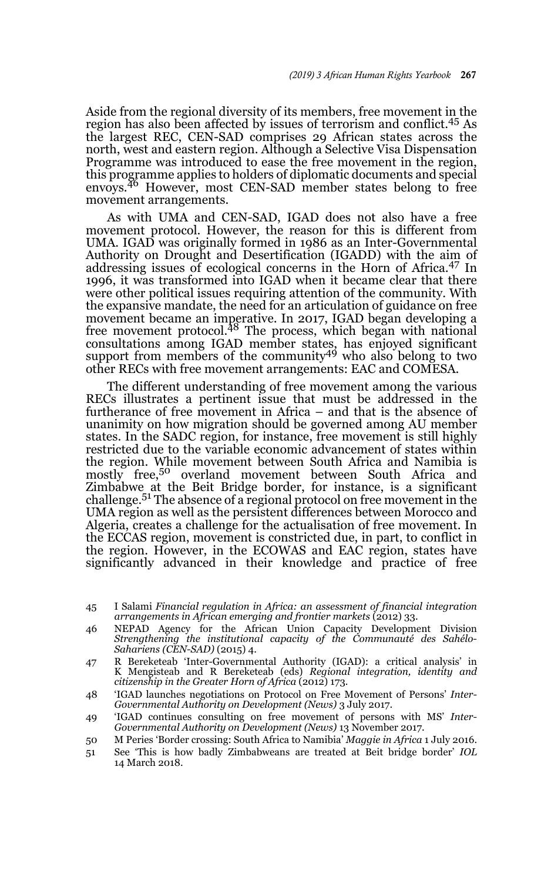Aside from the regional diversity of its members, free movement in the region has also been affected by issues of terrorism and conflict.[45] As the largest REC, CEN-SAD comprises 29 African states across the north, west and eastern region. Although a Selective Visa Dispensation Programme was introduced to ease the free movement in the region, this programme applies to holders of diplomatic documents and special envoys.[46] However, most CEN-SAD member states belong to free movement arrangements.

As with UMA and CEN-SAD, IGAD does not also have a free movement protocol. However, the reason for this is different from UMA. IGAD was originally formed in 1986 as an Inter-Governmental Authority on Drought and Desertification (IGADD) with the aim of addressing issues of ecological concerns in the Horn of Africa.[47] In 1996, it was transformed into IGAD when it became clear that there were other political issues requiring attention of the community. With the expansive mandate, the need for an articulation of guidance on free movement became an imperative. In 2017, IGAD began developing a free movement protocol.[48] The process, which began with national consultations among IGAD member states, has enjoyed significant support from members of the community[49] who also belong to two other RECs with free movement arrangements: EAC and COMESA.

The different understanding of free movement among the various RECs illustrates a pertinent issue that must be addressed in the furtherance of free movement in Africa – and that is the absence of unanimity on how migration should be governed among AU member states. In the SADC region, for instance, free movement is still highly restricted due to the variable economic advancement of states within the region. While movement between South Africa and Namibia is mostly free,[50] overland movement between South Africa and Zimbabwe at the Beit Bridge border, for instance, is a significant challenge.[51] The absence of a regional protocol on free movement in the UMA region as well as the persistent differences between Morocco and Algeria, creates a challenge for the actualisation of free movement. In the ECCAS region, movement is constricted due, in part, to conflict in the region. However, in the ECOWAS and EAC region, states have significantly advanced in their knowledge and practice of free

45 I Salami *Financial regulation in Africa: an assessment of financial integration arrangements in African emerging and frontier markets* (2012) 33.

46 NEPAD Agency for the African Union Capacity Development Division *Strengthening the institutional capacity of the Communauté des Sahélo-Sahariens (CEN-SAD)* (2015) 4.

47 R Bereketeab 'Inter-Governmental Authority (IGAD): a critical analysis' in K Mengisteab and R Bereketeab (eds) *Regional integration, identity and citizenship in the Greater Horn of Africa* (2012) 173.

48 'IGAD launches negotiations on Protocol on Free Movement of Persons' *Inter-Governmental Authority on Development (News)* 3 July 2017.

49 'IGAD continues consulting on free movement of persons with MS' *Inter-Governmental Authority on Development (News)* 13 November 2017.

50 M Peries 'Border crossing: South Africa to Namibia' *Maggie in Africa* 1 July 2016.

51 See 'This is how badly Zimbabweans are treated at Beit bridge border' *IOL* 14 March 2018.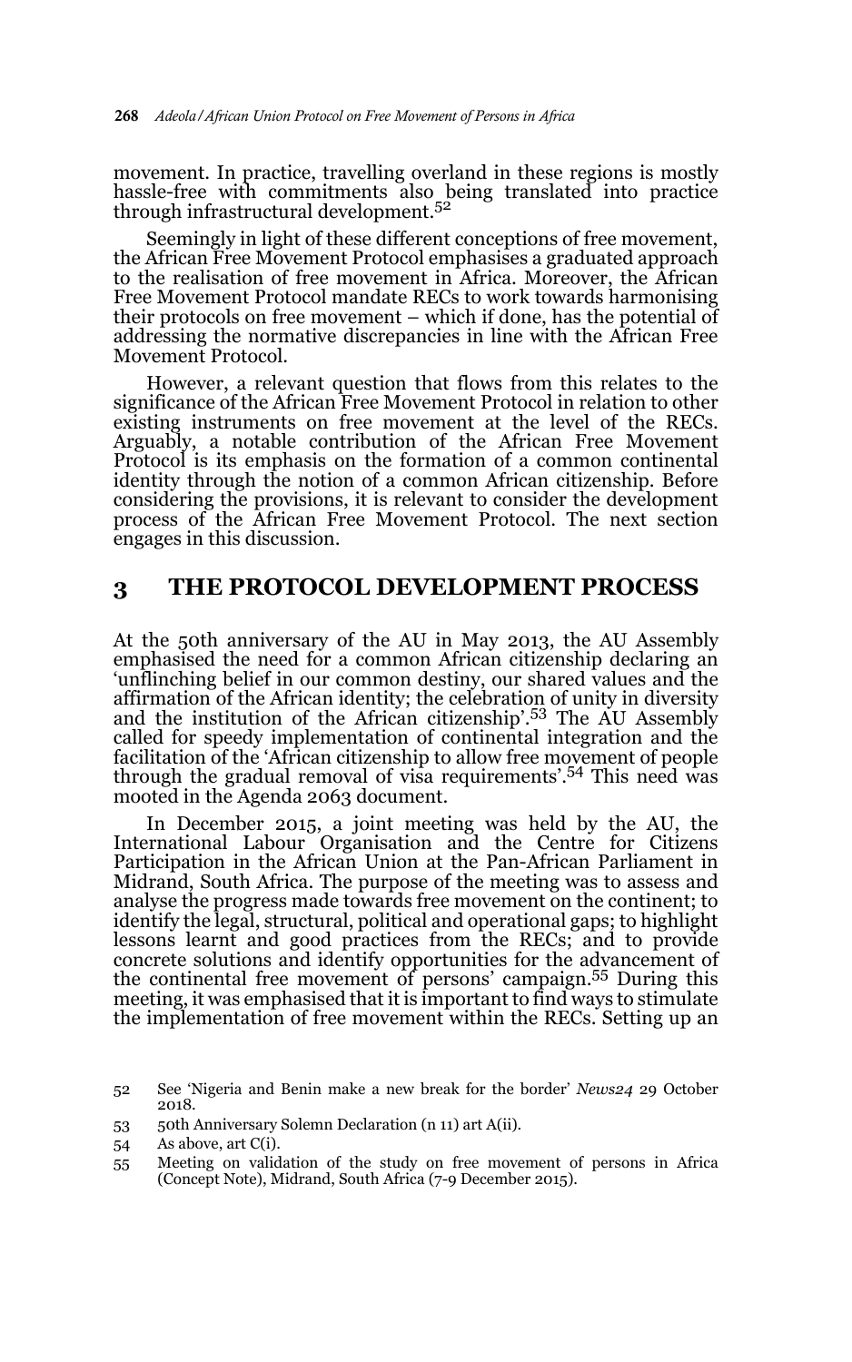movement. In practice, travelling overland in these regions is mostly hassle-free with commitments also being translated into practice through infrastructural development.[52]

Seemingly in light of these different conceptions of free movement, the African Free Movement Protocol emphasises a graduated approach to the realisation of free movement in Africa. Moreover, the African Free Movement Protocol mandate RECs to work towards harmonising their protocols on free movement – which if done, has the potential of addressing the normative discrepancies in line with the African Free Movement Protocol.

However, a relevant question that flows from this relates to the significance of the African Free Movement Protocol in relation to other existing instruments on free movement at the level of the RECs. Arguably, a notable contribution of the African Free Movement Protocol is its emphasis on the formation of a common continental identity through the notion of a common African citizenship. Before considering the provisions, it is relevant to consider the development process of the African Free Movement Protocol. The next section engages in this discussion.

## 3 THE PROTOCOL DEVELOPMENT PROCESS

At the 50th anniversary of the AU in May 2013, the AU Assembly emphasised the need for a common African citizenship declaring an 'unflinching belief in our common destiny, our shared values and the affirmation of the African identity; the celebration of unity in diversity and the institution of the African citizenship'.[53] The AU Assembly called for speedy implementation of continental integration and the facilitation of the 'African citizenship to allow free movement of people through the gradual removal of visa requirements'.[54] This need was mooted in the Agenda 2063 document.

In December 2015, a joint meeting was held by the AU, the International Labour Organisation and the Centre for Citizens Participation in the African Union at the Pan-African Parliament in Midrand, South Africa. The purpose of the meeting was to assess and analyse the progress made towards free movement on the continent; to identify the legal, structural, political and operational gaps; to highlight lessons learnt and good practices from the RECs; and to provide concrete solutions and identify opportunities for the advancement of the continental free movement of persons' campaign.[55] During this meeting, it was emphasised that it is important to find ways to stimulate the implementation of free movement within the RECs. Setting up an

52 See 'Nigeria and Benin make a new break for the border' *News24* 29 October 2018.

53 50th Anniversary Solemn Declaration (n 11) art A(ii).

54 As above, art C(i).

55 Meeting on validation of the study on free movement of persons in Africa (Concept Note), Midrand, South Africa (7-9 December 2015).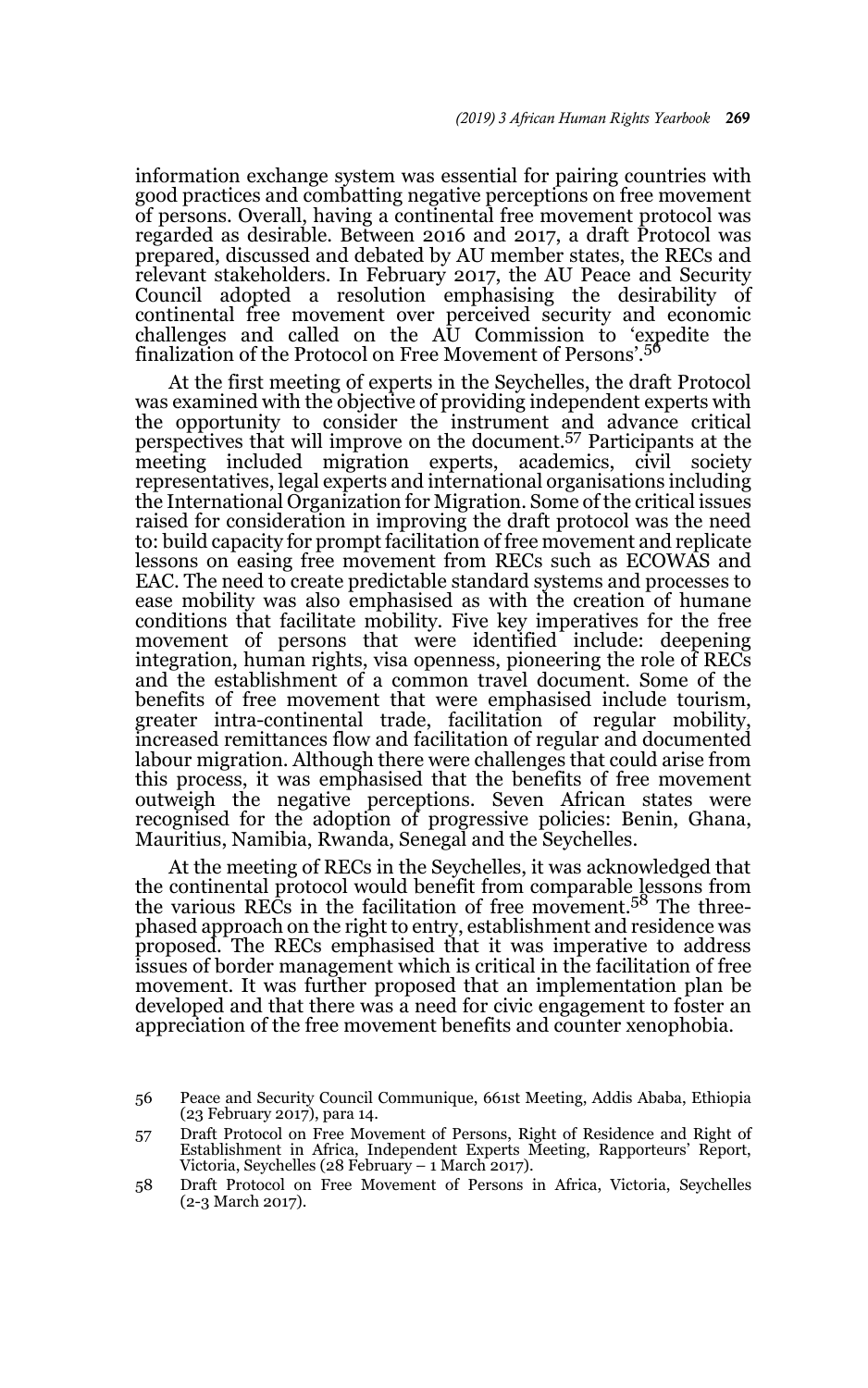information exchange system was essential for pairing countries with good practices and combatting negative perceptions on free movement of persons. Overall, having a continental free movement protocol was regarded as desirable. Between 2016 and 2017, a draft Protocol was prepared, discussed and debated by AU member states, the RECs and relevant stakeholders. In February 2017, the AU Peace and Security Council adopted a resolution emphasising the desirability of continental free movement over perceived security and economic challenges and called on the AU Commission to 'expedite the finalization of the Protocol on Free Movement of Persons'.[56]

At the first meeting of experts in the Seychelles, the draft Protocol was examined with the objective of providing independent experts with the opportunity to consider the instrument and advance critical perspectives that will improve on the document.[57] Participants at the meeting included migration experts, academics, civil society representatives, legal experts and international organisations including the International Organization for Migration. Some of the critical issues raised for consideration in improving the draft protocol was the need to: build capacity for prompt facilitation of free movement and replicate lessons on easing free movement from RECs such as ECOWAS and EAC. The need to create predictable standard systems and processes to ease mobility was also emphasised as with the creation of humane conditions that facilitate mobility. Five key imperatives for the free movement of persons that were identified include: deepening integration, human rights, visa openness, pioneering the role of RECs and the establishment of a common travel document. Some of the benefits of free movement that were emphasised include tourism, greater intra-continental trade, facilitation of regular mobility, increased remittances flow and facilitation of regular and documented labour migration. Although there were challenges that could arise from this process, it was emphasised that the benefits of free movement outweigh the negative perceptions. Seven African states were recognised for the adoption of progressive policies: Benin, Ghana, Mauritius, Namibia, Rwanda, Senegal and the Seychelles.

At the meeting of RECs in the Seychelles, it was acknowledged that the continental protocol would benefit from comparable lessons from the various RECs in the facilitation of free movement.[58] The three-phased approach on the right to entry, establishment and residence was proposed. The RECs emphasised that it was imperative to address issues of border management which is critical in the facilitation of free movement. It was further proposed that an implementation plan be developed and that there was a need for civic engagement to foster an appreciation of the free movement benefits and counter xenophobia.

56 Peace and Security Council Communique, 661st Meeting, Addis Ababa, Ethiopia (23 February 2017), para 14.

57 Draft Protocol on Free Movement of Persons, Right of Residence and Right of Establishment in Africa, Independent Experts Meeting, Rapporteurs' Report, Victoria, Seychelles (28 February – 1 March 2017).

58 Draft Protocol on Free Movement of Persons in Africa, Victoria, Seychelles (2-3 March 2017).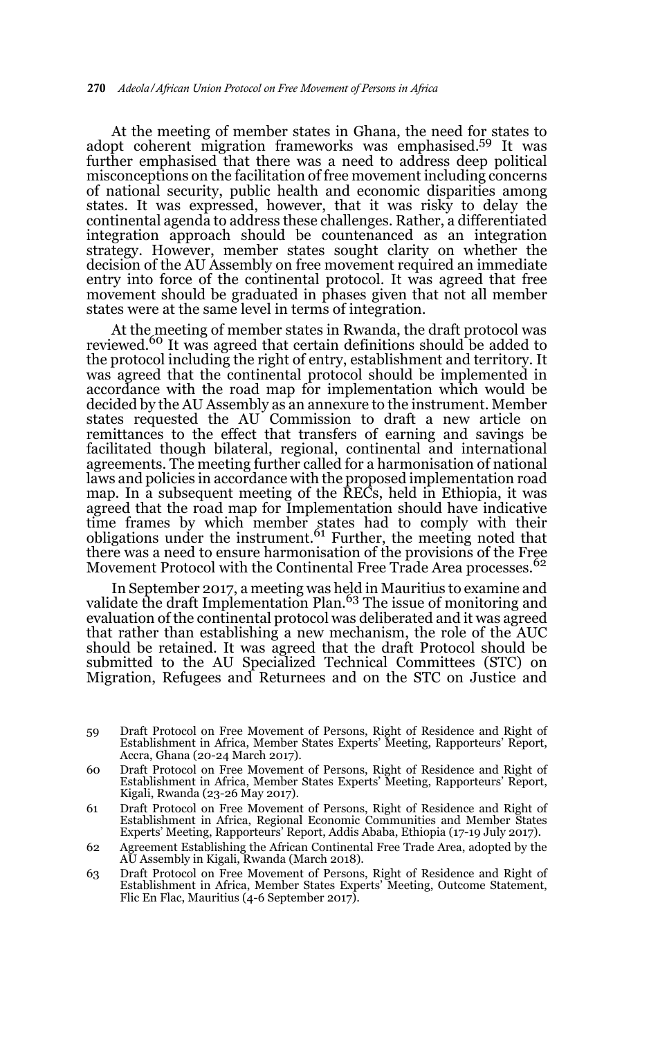At the meeting of member states in Ghana, the need for states to adopt coherent migration frameworks was emphasised.[59] It was further emphasised that there was a need to address deep political misconceptions on the facilitation of free movement including concerns of national security, public health and economic disparities among states. It was expressed, however, that it was risky to delay the continental agenda to address these challenges. Rather, a differentiated integration approach should be countenanced as an integration strategy. However, member states sought clarity on whether the decision of the AU Assembly on free movement required an immediate entry into force of the continental protocol. It was agreed that free movement should be graduated in phases given that not all member states were at the same level in terms of integration.

At the meeting of member states in Rwanda, the draft protocol was reviewed.[60] It was agreed that certain definitions should be added to the protocol including the right of entry, establishment and territory. It was agreed that the continental protocol should be implemented in accordance with the road map for implementation which would be decided by the AU Assembly as an annexure to the instrument. Member states requested the AU Commission to draft a new article on remittances to the effect that transfers of earning and savings be facilitated though bilateral, regional, continental and international agreements. The meeting further called for a harmonisation of national laws and policies in accordance with the proposed implementation road map. In a subsequent meeting of the RECs, held in Ethiopia, it was agreed that the road map for Implementation should have indicative time frames by which member states had to comply with their obligations under the instrument.[61] Further, the meeting noted that there was a need to ensure harmonisation of the provisions of the Free Movement Protocol with the Continental Free Trade Area processes.[62]

In September 2017, a meeting was held in Mauritius to examine and validate the draft Implementation Plan.[63] The issue of monitoring and evaluation of the continental protocol was deliberated and it was agreed that rather than establishing a new mechanism, the role of the AUC should be retained. It was agreed that the draft Protocol should be submitted to the AU Specialized Technical Committees (STC) on Migration, Refugees and Returnees and on the STC on Justice and

59 Draft Protocol on Free Movement of Persons, Right of Residence and Right of Establishment in Africa, Member States Experts' Meeting, Rapporteurs' Report, Accra, Ghana (20-24 March 2017).

60 Draft Protocol on Free Movement of Persons, Right of Residence and Right of Establishment in Africa, Member States Experts' Meeting, Rapporteurs' Report, Kigali, Rwanda (23-26 May 2017).

61 Draft Protocol on Free Movement of Persons, Right of Residence and Right of Establishment in Africa, Regional Economic Communities and Member States Experts' Meeting, Rapporteurs' Report, Addis Ababa, Ethiopia (17-19 July 2017).

62 Agreement Establishing the African Continental Free Trade Area, adopted by the AU Assembly in Kigali, Rwanda (March 2018).

63 Draft Protocol on Free Movement of Persons, Right of Residence and Right of Establishment in Africa, Member States Experts' Meeting, Outcome Statement, Flic En Flac, Mauritius (4-6 September 2017).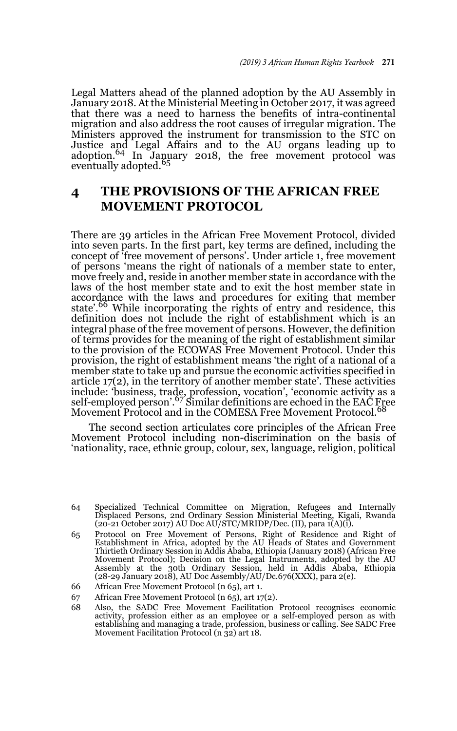Legal Matters ahead of the planned adoption by the AU Assembly in January 2018. At the Ministerial Meeting in October 2017, it was agreed that there was a need to harness the benefits of intra-continental migration and also address the root causes of irregular migration. The Ministers approved the instrument for transmission to the STC on Justice and Legal Affairs and to the AU organs leading up to adoption.[64] In January 2018, the free movement protocol was eventually adopted.[65]

## 4 THE PROVISIONS OF THE AFRICAN FREE MOVEMENT PROTOCOL

There are 39 articles in the African Free Movement Protocol, divided into seven parts. In the first part, key terms are defined, including the concept of 'free movement of persons'. Under article 1, free movement of persons 'means the right of nationals of a member state to enter, move freely and, reside in another member state in accordance with the laws of the host member state and to exit the host member state in accordance with the laws and procedures for exiting that member state'.[66] While incorporating the rights of entry and residence, this definition does not include the right of establishment which is an integral phase of the free movement of persons. However, the definition of terms provides for the meaning of the right of establishment similar to the provision of the ECOWAS Free Movement Protocol. Under this provision, the right of establishment means 'the right of a national of a member state to take up and pursue the economic activities specified in article 17(2), in the territory of another member state'. These activities include: 'business, trade, profession, vocation', 'economic activity as a self-employed person'.[67] Similar definitions are echoed in the EAC Free Movement Protocol and in the COMESA Free Movement Protocol.[68]

The second section articulates core principles of the African Free Movement Protocol including non-discrimination on the basis of 'nationality, race, ethnic group, colour, sex, language, religion, political

---

64 Specialized Technical Committee on Migration, Refugees and Internally Displaced Persons, 2nd Ordinary Session Ministerial Meeting, Kigali, Rwanda (20-21 October 2017) AU Doc AU/STC/MRIDP/Dec. (II), para 1(A)(i).

65 Protocol on Free Movement of Persons, Right of Residence and Right of Establishment in Africa, adopted by the AU Heads of States and Government Thirtieth Ordinary Session in Addis Ababa, Ethiopia (January 2018) (African Free Movement Protocol); Decision on the Legal Instruments, adopted by the AU Assembly at the 30th Ordinary Session, held in Addis Ababa, Ethiopia (28-29 January 2018), AU Doc Assembly/AU/Dc.676(XXX), para 2(e).

66 African Free Movement Protocol (n 65), art 1.

67 African Free Movement Protocol (n 65), art 17(2).

68 Also, the SADC Free Movement Facilitation Protocol recognises economic activity, profession either as an employee or a self-employed person as with establishing and managing a trade, profession, business or calling. See SADC Free Movement Facilitation Protocol (n 32) art 18.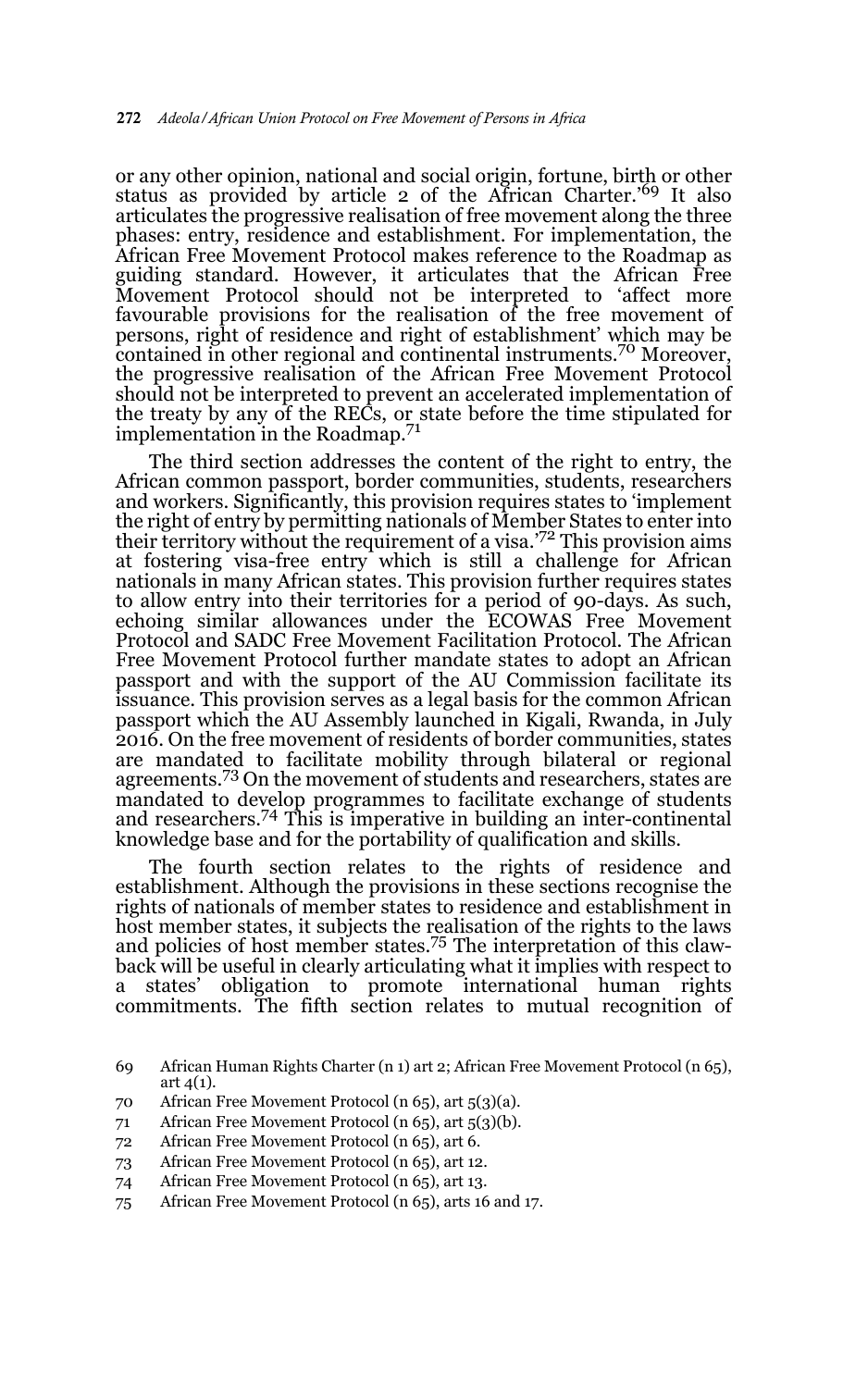or any other opinion, national and social origin, fortune, birth or other status as provided by article 2 of the African Charter.'[69] It also articulates the progressive realisation of free movement along the three phases: entry, residence and establishment. For implementation, the African Free Movement Protocol makes reference to the Roadmap as guiding standard. However, it articulates that the African Free Movement Protocol should not be interpreted to 'affect more favourable provisions for the realisation of the free movement of persons, right of residence and right of establishment' which may be contained in other regional and continental instruments.[70] Moreover, the progressive realisation of the African Free Movement Protocol should not be interpreted to prevent an accelerated implementation of the treaty by any of the RECs, or state before the time stipulated for implementation in the Roadmap.[71]

The third section addresses the content of the right to entry, the African common passport, border communities, students, researchers and workers. Significantly, this provision requires states to 'implement the right of entry by permitting nationals of Member States to enter into their territory without the requirement of a visa.'[72] This provision aims at fostering visa-free entry which is still a challenge for African nationals in many African states. This provision further requires states to allow entry into their territories for a period of 90-days. As such, echoing similar allowances under the ECOWAS Free Movement Protocol and SADC Free Movement Facilitation Protocol. The African Free Movement Protocol further mandate states to adopt an African passport and with the support of the AU Commission facilitate its issuance. This provision serves as a legal basis for the common African passport which the AU Assembly launched in Kigali, Rwanda, in July 2016. On the free movement of residents of border communities, states are mandated to facilitate mobility through bilateral or regional agreements.[73] On the movement of students and researchers, states are mandated to develop programmes to facilitate exchange of students and researchers.[74] This is imperative in building an inter-continental knowledge base and for the portability of qualification and skills.

The fourth section relates to the rights of residence and establishment. Although the provisions in these sections recognise the rights of nationals of member states to residence and establishment in host member states, it subjects the realisation of the rights to the laws and policies of host member states.[75] The interpretation of this claw-back will be useful in clearly articulating what it implies with respect to a states' obligation to promote international human rights commitments. The fifth section relates to mutual recognition of

69 African Human Rights Charter (n 1) art 2; African Free Movement Protocol (n 65), art 4(1).

70 African Free Movement Protocol (n 65), art 5(3)(a).

71 African Free Movement Protocol (n 65), art 5(3)(b).

72 African Free Movement Protocol (n 65), art 6.

73 African Free Movement Protocol (n 65), art 12.

74 African Free Movement Protocol (n 65), art 13.

75 African Free Movement Protocol (n 65), arts 16 and 17.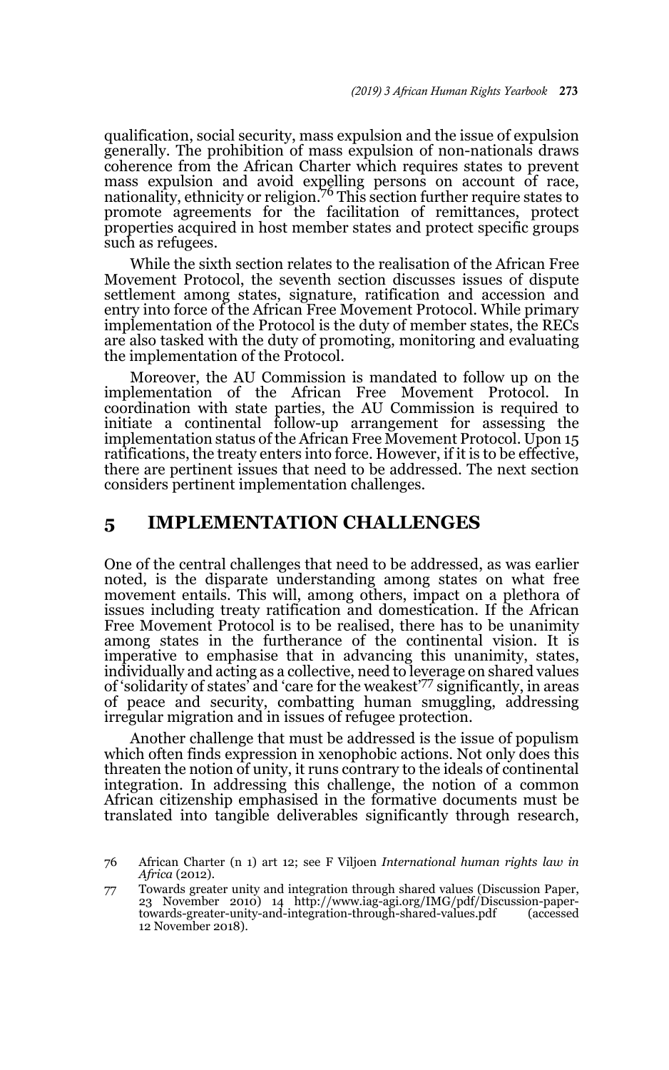qualification, social security, mass expulsion and the issue of expulsion generally. The prohibition of mass expulsion of non-nationals draws coherence from the African Charter which requires states to prevent mass expulsion and avoid expelling persons on account of race, nationality, ethnicity or religion.[76] This section further require states to promote agreements for the facilitation of remittances, protect properties acquired in host member states and protect specific groups such as refugees.

While the sixth section relates to the realisation of the African Free Movement Protocol, the seventh section discusses issues of dispute settlement among states, signature, ratification and accession and entry into force of the African Free Movement Protocol. While primary implementation of the Protocol is the duty of member states, the RECs are also tasked with the duty of promoting, monitoring and evaluating the implementation of the Protocol.

Moreover, the AU Commission is mandated to follow up on the implementation of the African Free Movement Protocol. In coordination with state parties, the AU Commission is required to initiate a continental follow-up arrangement for assessing the implementation status of the African Free Movement Protocol. Upon 15 ratifications, the treaty enters into force. However, if it is to be effective, there are pertinent issues that need to be addressed. The next section considers pertinent implementation challenges.

## 5 IMPLEMENTATION CHALLENGES

One of the central challenges that need to be addressed, as was earlier noted, is the disparate understanding among states on what free movement entails. This will, among others, impact on a plethora of issues including treaty ratification and domestication. If the African Free Movement Protocol is to be realised, there has to be unanimity among states in the furtherance of the continental vision. It is imperative to emphasise that in advancing this unanimity, states, individually and acting as a collective, need to leverage on shared values of 'solidarity of states' and 'care for the weakest'[77] significantly, in areas of peace and security, combatting human smuggling, addressing irregular migration and in issues of refugee protection.

Another challenge that must be addressed is the issue of populism which often finds expression in xenophobic actions. Not only does this threaten the notion of unity, it runs contrary to the ideals of continental integration. In addressing this challenge, the notion of a common African citizenship emphasised in the formative documents must be translated into tangible deliverables significantly through research,

76 African Charter (n 1) art 12; see F Viljoen *International human rights law in Africa* (2012).

77 Towards greater unity and integration through shared values (Discussion Paper, 23 November 2010) 14 http://www.iag-agi.org/IMG/pdf/Discussion-paper-towards-greater-unity-and-integration-through-shared-values.pdf (accessed 12 November 2018).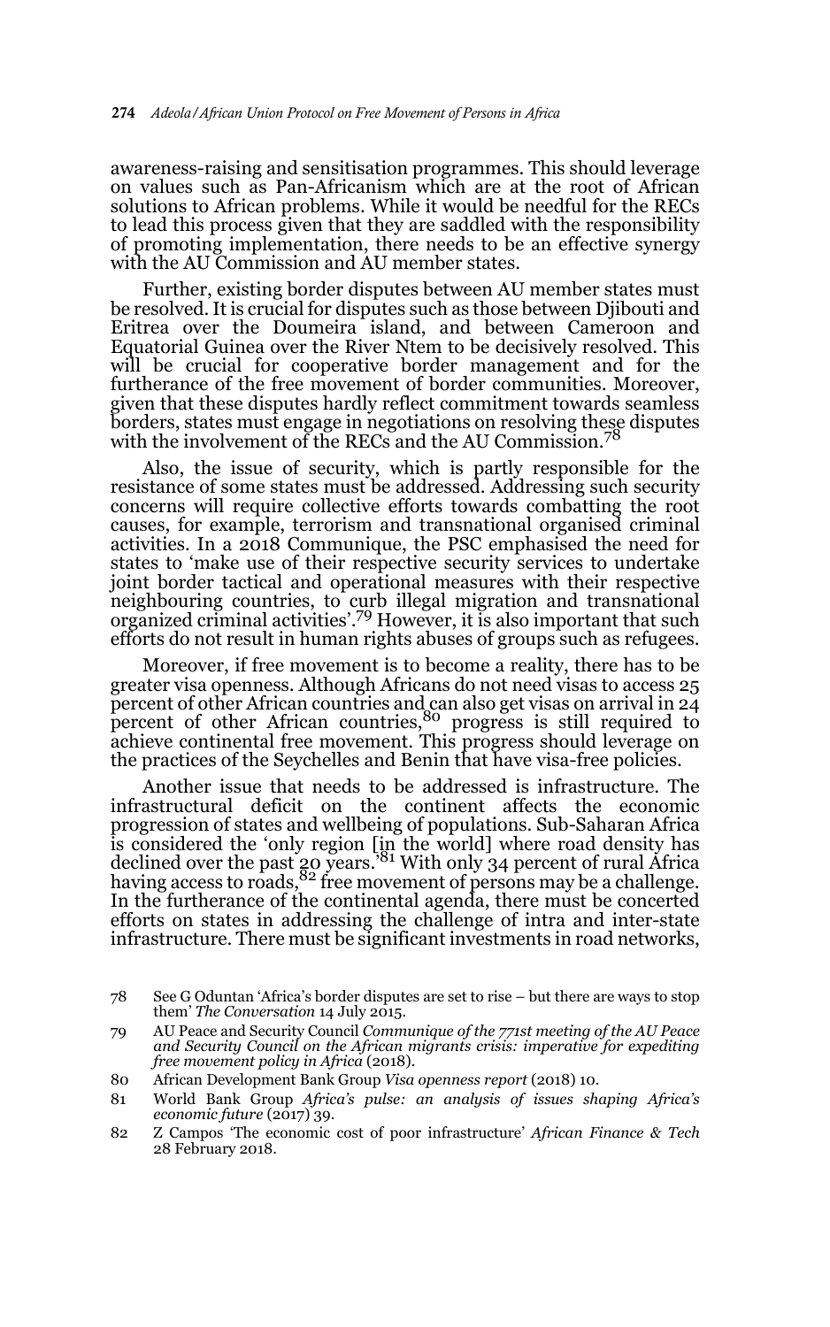awareness-raising and sensitisation programmes. This should leverage on values such as Pan-Africanism which are at the root of African solutions to African problems. While it would be needful for the RECs to lead this process given that they are saddled with the responsibility of promoting implementation, there needs to be an effective synergy with the AU Commission and AU member states.

Further, existing border disputes between AU member states must be resolved. It is crucial for disputes such as those between Djibouti and Eritrea over the Doumeira island, and between Cameroon and Equatorial Guinea over the River Ntem to be decisively resolved. This will be crucial for cooperative border management and for the furtherance of the free movement of border communities. Moreover, given that these disputes hardly reflect commitment towards seamless borders, states must engage in negotiations on resolving these disputes with the involvement of the RECs and the AU Commission.[78]

Also, the issue of security, which is partly responsible for the resistance of some states must be addressed. Addressing such security concerns will require collective efforts towards combatting the root causes, for example, terrorism and transnational organised criminal activities. In a 2018 Communique, the PSC emphasised the need for states to 'make use of their respective security services to undertake joint border tactical and operational measures with their respective neighbouring countries, to curb illegal migration and transnational organized criminal activities'.[79] However, it is also important that such efforts do not result in human rights abuses of groups such as refugees.

Moreover, if free movement is to become a reality, there has to be greater visa openness. Although Africans do not need visas to access 25 percent of other African countries and can also get visas on arrival in 24 percent of other African countries,[80] progress is still required to achieve continental free movement. This progress should leverage on the practices of the Seychelles and Benin that have visa-free policies.

Another issue that needs to be addressed is infrastructure. The infrastructural deficit on the continent affects the economic progression of states and wellbeing of populations. Sub-Saharan Africa is considered the 'only region [in the world] where road density has declined over the past 20 years.'[81] With only 34 percent of rural Africa having access to roads,[82] free movement of persons may be a challenge. In the furtherance of the continental agenda, there must be concerted efforts on states in addressing the challenge of intra and inter-state infrastructure. There must be significant investments in road networks,

78 See G Oduntan 'Africa's border disputes are set to rise – but there are ways to stop them' *The Conversation* 14 July 2015.

79 AU Peace and Security Council *Communique of the 771st meeting of the AU Peace and Security Council on the African migrants crisis: imperative for expediting free movement policy in Africa* (2018).

80 African Development Bank Group *Visa openness report* (2018) 10.

81 World Bank Group *Africa's pulse: an analysis of issues shaping Africa's economic future* (2017) 39.

82 Z Campos 'The economic cost of poor infrastructure' *African Finance & Tech* 28 February 2018.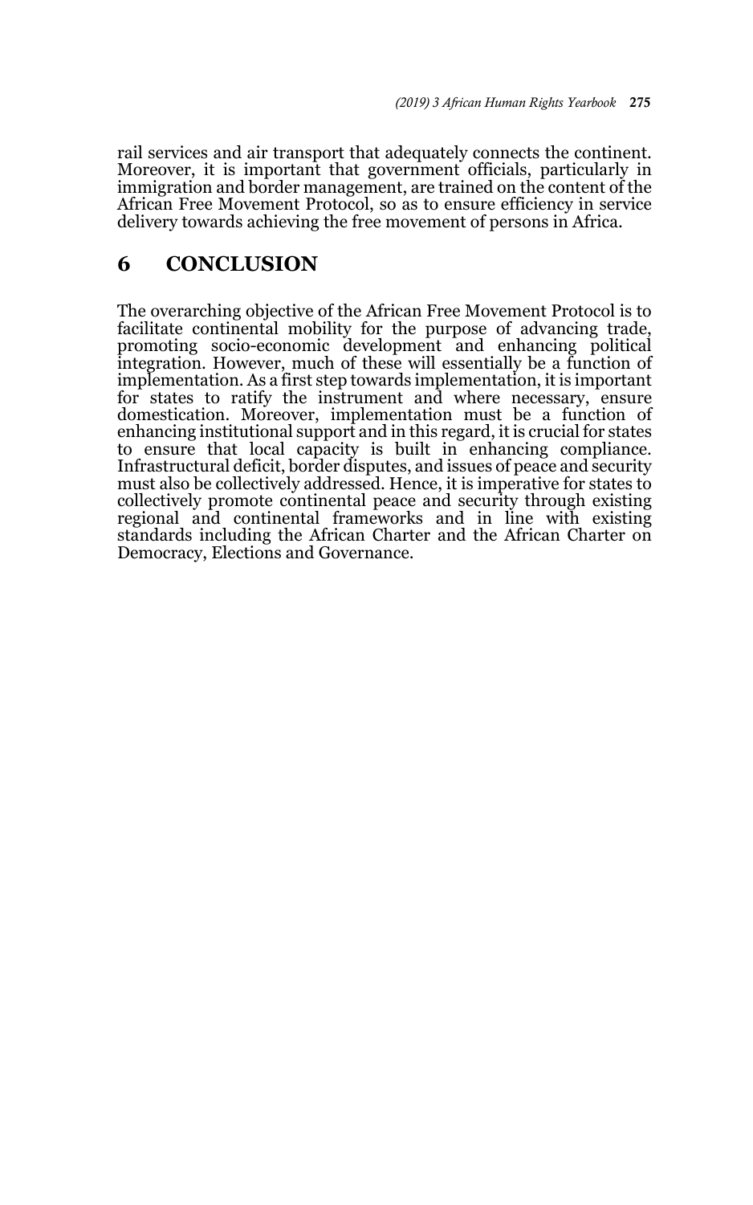rail services and air transport that adequately connects the continent. Moreover, it is important that government officials, particularly in immigration and border management, are trained on the content of the African Free Movement Protocol, so as to ensure efficiency in service delivery towards achieving the free movement of persons in Africa.

## 6 CONCLUSION

The overarching objective of the African Free Movement Protocol is to facilitate continental mobility for the purpose of advancing trade, promoting socio-economic development and enhancing political integration. However, much of these will essentially be a function of implementation. As a first step towards implementation, it is important for states to ratify the instrument and where necessary, ensure domestication. Moreover, implementation must be a function of enhancing institutional support and in this regard, it is crucial for states to ensure that local capacity is built in enhancing compliance. Infrastructural deficit, border disputes, and issues of peace and security must also be collectively addressed. Hence, it is imperative for states to collectively promote continental peace and security through existing regional and continental frameworks and in line with existing standards including the African Charter and the African Charter on Democracy, Elections and Governance.